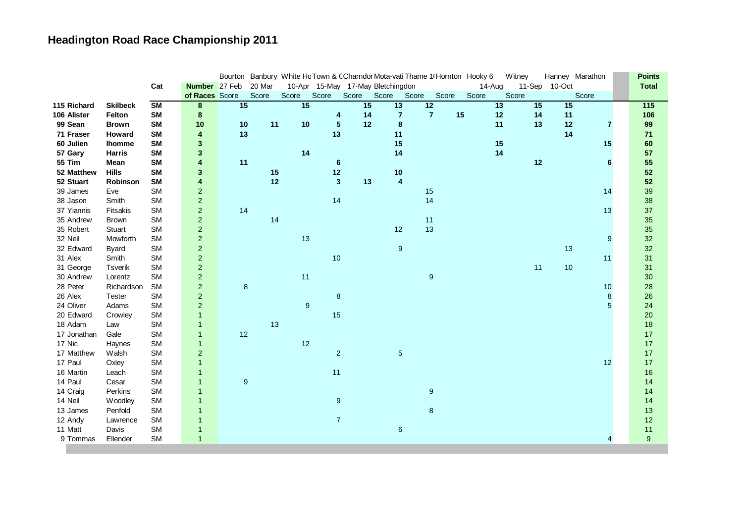# Headington Road Race Championship 2011

| | | | Cat | Number of Races | Bourton 27 Feb Score | Banbury 20 Mar Score | White Ho 10-Apr Score | Town & C 15-May Score | Charndor 17-May Score | Mota-vati Bletchingdon Score | Thame 1( Score | Hornton Score | Hooky 6 14-Aug Score | Witney 11-Sep Score | Hanney 10-Oct | Marathon Score | Points Total |
|---|---|---|---|---|---|---|---|---|---|---|---|---|---|---|---|---|---|
| **115** | **Richard** | **Skilbeck** | **SM** | **8** | **15** | | **15** | | **15** | **13** | **12** | | **13** | **15** | **15** | | **115** |
| **106** | **Alister** | **Felton** | **SM** | **8** | | | | **4** | **14** | **7** | **7** | **15** | **12** | **14** | **11** | | **106** |
| **99** | **Sean** | **Brown** | **SM** | **10** | **10** | **11** | **10** | **5** | **12** | **8** | | | **11** | **13** | **12** | **7** | **99** |
| **71** | **Fraser** | **Howard** | **SM** | **4** | **13** | | | **13** | | **11** | | | | | **14** | | **71** |
| **60** | **Julien** | **lhomme** | **SM** | **3** | | | | | | **15** | | | **15** | | | **15** | **60** |
| **57** | **Gary** | **Harris** | **SM** | **3** | | | **14** | | | **14** | | | **14** | | | | **57** |
| **55** | **Tim** | **Mean** | **SM** | **4** | **11** | | | **6** | | | | | | **12** | | **6** | **55** |
| **52** | **Matthew** | **Hills** | **SM** | **3** | | **15** | | **12** | | **10** | | | | | | | **52** |
| **52** | **Stuart** | **Robinson** | **SM** | **4** | | **12** | | **3** | **13** | **4** | | | | | | | **52** |
| 39 | James | Eve | SM | 2 | | | | | | | 15 | | | | | 14 | 39 |
| 38 | Jason | Smith | SM | 2 | | | | 14 | | | 14 | | | | | | 38 |
| 37 | Yiannis | Fitsakis | SM | 2 | 14 | | | | | | | | | | | 13 | 37 |
| 35 | Andrew | Brown | SM | 2 | | 14 | | | | | 11 | | | | | | 35 |
| 35 | Robert | Stuart | SM | 2 | | | | | | 12 | 13 | | | | | | 35 |
| 32 | Neil | Mowforth | SM | 2 | | | 13 | | | | | | | | | 9 | 32 |
| 32 | Edward | Byard | SM | 2 | | | | | | 9 | | | | | 13 | | 32 |
| 31 | Alex | Smith | SM | 2 | | | | 10 | | | | | | | | 11 | 31 |
| 31 | George | Tsverik | SM | 2 | | | | | | | | | | 11 | 10 | | 31 |
| 30 | Andrew | Lorentz | SM | 2 | | | 11 | | | | 9 | | | | | | 30 |
| 28 | Peter | Richardson | SM | 2 | 8 | | | | | | | | | | | 10 | 28 |
| 26 | Alex | Tester | SM | 2 | | | | 8 | | | | | | | | 8 | 26 |
| 24 | Oliver | Adams | SM | 2 | | | 9 | | | | | | | | | 5 | 24 |
| 20 | Edward | Crowley | SM | 1 | | | | 15 | | | | | | | | | 20 |
| 18 | Adam | Law | SM | 1 | | 13 | | | | | | | | | | | 18 |
| 17 | Jonathan | Gale | SM | 1 | 12 | | | | | | | | | | | | 17 |
| 17 | Nic | Haynes | SM | 1 | | | 12 | | | | | | | | | | 17 |
| 17 | Matthew | Walsh | SM | 2 | | | | 2 | | 5 | | | | | | | 17 |
| 17 | Paul | Oxley | SM | 1 | | | | | | | | | | | | 12 | 17 |
| 16 | Martin | Leach | SM | 1 | | | | 11 | | | | | | | | | 16 |
| 14 | Paul | Cesar | SM | 1 | 9 | | | | | | | | | | | | 14 |
| 14 | Craig | Perkins | SM | 1 | | | | | | | 9 | | | | | | 14 |
| 14 | Neil | Woodley | SM | 1 | | | | 9 | | | | | | | | | 14 |
| 13 | James | Penfold | SM | 1 | | | | | | | 8 | | | | | | 13 |
| 12 | Andy | Lawrence | SM | 1 | | | | 7 | | | | | | | | | 12 |
| 11 | Matt | Davis | SM | 1 | | | | | | 6 | | | | | | | 11 |
| 9 | Tommas | Ellender | SM | 1 | | | | | | | | | | | | 4 | 9 |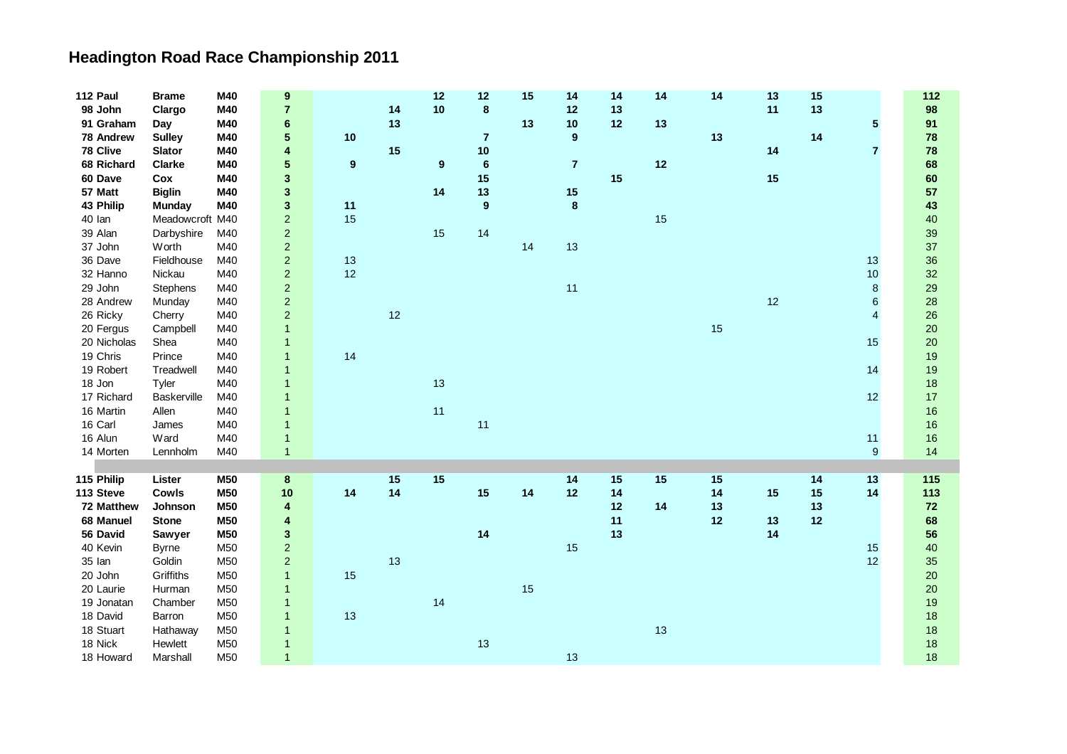# Headington Road Race Championship 2011

| | | | | | | | | | | | | | | | | |
|---|---|---|---|---|---|---|---|---|---|---|---|---|---|---|---|---|
| **112** | **Paul** | **Brame** | **M40** | **9** | | | **12** | **12** | **15** | **14** | **14** | **14** | **14** | **13** | **15** | | **112** |
| **98** | **John** | **Clargo** | **M40** | **7** | | **14** | **10** | **8** | | **12** | **13** | | | **11** | **13** | | **98** |
| **91** | **Graham** | **Day** | **M40** | **6** | | **13** | | | **13** | **10** | **12** | **13** | | | | **5** | **91** |
| **78** | **Andrew** | **Sulley** | **M40** | **5** | **10** | | | **7** | | **9** | | | **13** | | **14** | | **78** |
| **78** | **Clive** | **Slator** | **M40** | **4** | | **15** | | **10** | | | | | | **14** | | **7** | **78** |
| **68** | **Richard** | **Clarke** | **M40** | **5** | **9** | | **9** | **6** | | **7** | | **12** | | | | | **68** |
| **60** | **Dave** | **Cox** | **M40** | **3** | | | | **15** | | | **15** | | | **15** | | | **60** |
| **57** | **Matt** | **Biglin** | **M40** | **3** | | | **14** | **13** | | **15** | | | | | | | **57** |
| **43** | **Philip** | **Munday** | **M40** | **3** | **11** | | | **9** | | **8** | | | | | | | **43** |
| 40 | Ian | Meadowcroft | M40 | 2 | 15 | | | | | | | 15 | | | | | 40 |
| 39 | Alan | Darbyshire | M40 | 2 | | | 15 | 14 | | | | | | | | | 39 |
| 37 | John | Worth | M40 | 2 | | | | | 14 | 13 | | | | | | | 37 |
| 36 | Dave | Fieldhouse | M40 | 2 | 13 | | | | | | | | | | | 13 | 36 |
| 32 | Hanno | Nickau | M40 | 2 | 12 | | | | | | | | | | | 10 | 32 |
| 29 | John | Stephens | M40 | 2 | | | | | | 11 | | | | | | 8 | 29 |
| 28 | Andrew | Munday | M40 | 2 | | | | | | | | | | 12 | | 6 | 28 |
| 26 | Ricky | Cherry | M40 | 2 | | 12 | | | | | | | | | | 4 | 26 |
| 20 | Fergus | Campbell | M40 | 1 | | | | | | | | | 15 | | | | 20 |
| 20 | Nicholas | Shea | M40 | 1 | | | | | | | | | | | | 15 | 20 |
| 19 | Chris | Prince | M40 | 1 | 14 | | | | | | | | | | | | 19 |
| 19 | Robert | Treadwell | M40 | 1 | | | | | | | | | | | | 14 | 19 |
| 18 | Jon | Tyler | M40 | 1 | | | 13 | | | | | | | | | | 18 |
| 17 | Richard | Baskerville | M40 | 1 | | | | | | | | | | | | 12 | 17 |
| 16 | Martin | Allen | M40 | 1 | | | 11 | | | | | | | | | | 16 |
| 16 | Carl | James | M40 | 1 | | | | 11 | | | | | | | | | 16 |
| 16 | Alun | Ward | M40 | 1 | | | | | | | | | | | | 11 | 16 |
| 14 | Morten | Lennholm | M40 | 1 | | | | | | | | | | | | 9 | 14 |
| | | | | | | | | | | | | | | | | | |
| **115** | **Philip** | **Lister** | **M50** | **8** | | **15** | **15** | | | **14** | **15** | **15** | **15** | | **14** | **13** | **115** |
| **113** | **Steve** | **Cowls** | **M50** | **10** | **14** | **14** | | **15** | **14** | **12** | **14** | | **14** | **15** | **15** | **14** | **113** |
| **72** | **Matthew** | **Johnson** | **M50** | **4** | | | | | | | **12** | **14** | **13** | | **13** | | **72** |
| **68** | **Manuel** | **Stone** | **M50** | **4** | | | | | | | **11** | | **12** | **13** | **12** | | **68** |
| **56** | **David** | **Sawyer** | **M50** | **3** | | | | **14** | | | **13** | | | **14** | | | **56** |
| 40 | Kevin | Byrne | M50 | 2 | | | | | | 15 | | | | | | 15 | 40 |
| 35 | Ian | Goldin | M50 | 2 | | 13 | | | | | | | | | | 12 | 35 |
| 20 | John | Griffiths | M50 | 1 | 15 | | | | | | | | | | | | 20 |
| 20 | Laurie | Hurman | M50 | 1 | | | | | 15 | | | | | | | | 20 |
| 19 | Jonatan | Chamber | M50 | 1 | | | 14 | | | | | | | | | | 19 |
| 18 | David | Barron | M50 | 1 | 13 | | | | | | | | | | | | 18 |
| 18 | Stuart | Hathaway | M50 | 1 | | | | | | | | 13 | | | | | 18 |
| 18 | Nick | Hewlett | M50 | 1 | | | | 13 | | | | | | | | | 18 |
| 18 | Howard | Marshall | M50 | 1 | | | | | | 13 | | | | | | | 18 |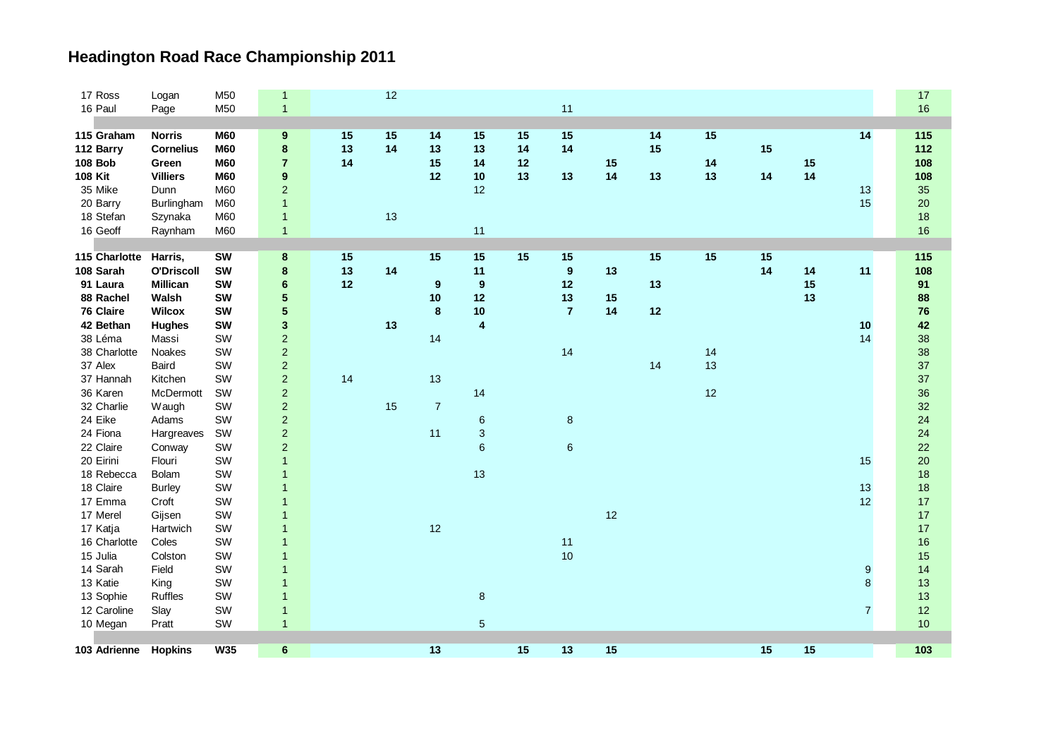# Headington Road Race Championship 2011

| | | | | | | | | | | | | | | | | | |
|---|---|---|---|---|---|---|---|---|---|---|---|---|---|---|---|---|---|
| 17 | Ross | Logan | M50 | 1 | | 12 | | | | | | | | | | | 17 |
| 16 | Paul | Page | M50 | 1 | | | | | | 11 | | | | | | | 16 |
| | | | | | | | | | | | | | | | | | |
| **115** | **Graham** | **Norris** | **M60** | **9** | **15** | **15** | **14** | **15** | **15** | **15** | | **14** | **15** | | | **14** | **115** |
| **112** | **Barry** | **Cornelius** | **M60** | **8** | **13** | **14** | **13** | **13** | **14** | **14** | | **15** | | **15** | | | **112** |
| **108** | **Bob** | **Green** | **M60** | **7** | **14** | | **15** | **14** | **12** | | **15** | | **14** | | **15** | | **108** |
| **108** | **Kit** | **Villiers** | **M60** | **9** | | | **12** | **10** | **13** | **13** | **14** | **13** | **13** | **14** | **14** | | **108** |
| 35 | Mike | Dunn | M60 | 2 | | | | 12 | | | | | | | | 13 | 35 |
| 20 | Barry | Burlingham | M60 | 1 | | | | | | | | | | | | 15 | 20 |
| 18 | Stefan | Szynaka | M60 | 1 | | 13 | | | | | | | | | | | 18 |
| 16 | Geoff | Raynham | M60 | 1 | | | | 11 | | | | | | | | | 16 |
| | | | | | | | | | | | | | | | | | |
| **115** | **Charlotte** | **Harris,** | **SW** | **8** | **15** | | **15** | **15** | **15** | **15** | | **15** | **15** | **15** | | | **115** |
| **108** | **Sarah** | **O'Driscoll** | **SW** | **8** | **13** | **14** | | **11** | | **9** | **13** | | | **14** | **14** | **11** | **108** |
| **91** | **Laura** | **Millican** | **SW** | **6** | **12** | | **9** | **9** | | **12** | | **13** | | | **15** | | **91** |
| **88** | **Rachel** | **Walsh** | **SW** | **5** | | | **10** | **12** | | **13** | **15** | | | | **13** | | **88** |
| **76** | **Claire** | **Wilcox** | **SW** | **5** | | | **8** | **10** | | **7** | **14** | **12** | | | | | **76** |
| **42** | **Bethan** | **Hughes** | **SW** | **3** | | **13** | | **4** | | | | | | | | **10** | **42** |
| 38 | Léma | Massi | SW | 2 | | | 14 | | | | | | | | | 14 | 38 |
| 38 | Charlotte | Noakes | SW | 2 | | | | | | 14 | | | 14 | | | | 38 |
| 37 | Alex | Baird | SW | 2 | | | | | | | | 14 | 13 | | | | 37 |
| 37 | Hannah | Kitchen | SW | 2 | 14 | | 13 | | | | | | | | | | 37 |
| 36 | Karen | McDermott | SW | 2 | | | | 14 | | | | | 12 | | | | 36 |
| 32 | Charlie | Waugh | SW | 2 | | 15 | 7 | | | | | | | | | | 32 |
| 24 | Eike | Adams | SW | 2 | | | | 6 | | 8 | | | | | | | 24 |
| 24 | Fiona | Hargreaves | SW | 2 | | | 11 | 3 | | | | | | | | | 24 |
| 22 | Claire | Conway | SW | 2 | | | | 6 | | 6 | | | | | | | 22 |
| 20 | Eirini | Flouri | SW | 1 | | | | | | | | | | | | 15 | 20 |
| 18 | Rebecca | Bolam | SW | 1 | | | | 13 | | | | | | | | | 18 |
| 18 | Claire | Burley | SW | 1 | | | | | | | | | | | | 13 | 18 |
| 17 | Emma | Croft | SW | 1 | | | | | | | | | | | | 12 | 17 |
| 17 | Merel | Gijsen | SW | 1 | | | | | | | 12 | | | | | | 17 |
| 17 | Katja | Hartwich | SW | 1 | | | 12 | | | | | | | | | | 17 |
| 16 | Charlotte | Coles | SW | 1 | | | | | | 11 | | | | | | | 16 |
| 15 | Julia | Colston | SW | 1 | | | | | | 10 | | | | | | | 15 |
| 14 | Sarah | Field | SW | 1 | | | | | | | | | | | | 9 | 14 |
| 13 | Katie | King | SW | 1 | | | | | | | | | | | | 8 | 13 |
| 13 | Sophie | Ruffles | SW | 1 | | | | 8 | | | | | | | | | 13 |
| 12 | Caroline | Slay | SW | 1 | | | | | | | | | | | | 7 | 12 |
| 10 | Megan | Pratt | SW | 1 | | | | 5 | | | | | | | | | 10 |
| | | | | | | | | | | | | | | | | | |
| **103** | **Adrienne** | **Hopkins** | **W35** | **6** | | | **13** | | **15** | **13** | **15** | | | **15** | **15** | | **103** |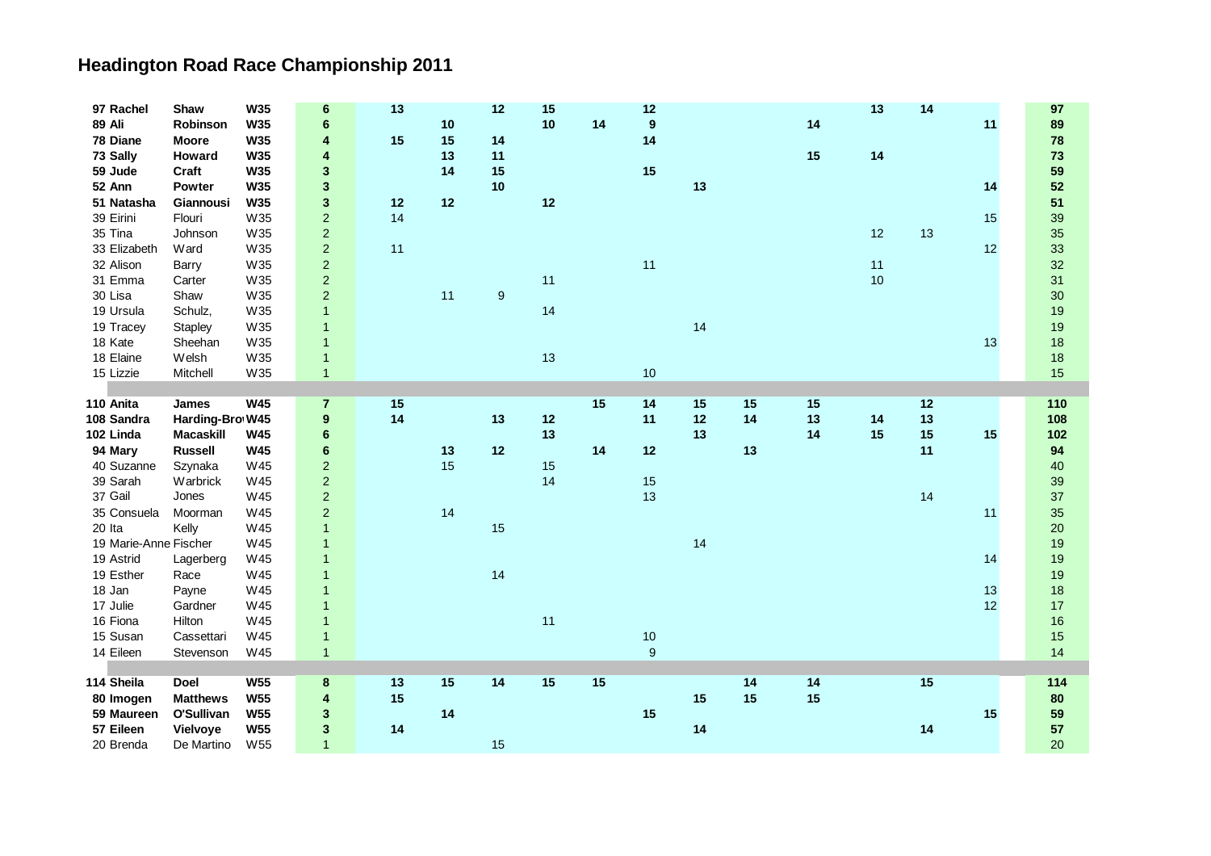# Headington Road Race Championship 2011

| | | | | | | | | | | | | | | | | | |
|---|---|---|---|---|---|---|---|---|---|---|---|---|---|---|---|---|---|
| 97 Rachel | Shaw | W35 | 6 | 13 | | 12 | 15 | | 12 | | | | 13 | 14 | | 97 |
| 89 Ali | Robinson | W35 | 6 | | 10 | | 10 | 14 | 9 | | | 14 | | | 11 | 89 |
| 78 Diane | Moore | W35 | 4 | 15 | 15 | 14 | | | 14 | | | | | | | 78 |
| 73 Sally | Howard | W35 | 4 | | 13 | 11 | | | | | | 15 | 14 | | | 73 |
| 59 Jude | Craft | W35 | 3 | | 14 | 15 | | | 15 | | | | | | | 59 |
| 52 Ann | Powter | W35 | 3 | | | 10 | | | | 13 | | | | | 14 | 52 |
| 51 Natasha | Giannousi | W35 | 3 | 12 | 12 | | 12 | | | | | | | | | 51 |
| 39 Eirini | Flouri | W35 | 2 | 14 | | | | | | | | | | | 15 | 39 |
| 35 Tina | Johnson | W35 | 2 | | | | | | | | | | 12 | 13 | | 35 |
| 33 Elizabeth | Ward | W35 | 2 | 11 | | | | | | | | | | | 12 | 33 |
| 32 Alison | Barry | W35 | 2 | | | | | | 11 | | | | 11 | | | 32 |
| 31 Emma | Carter | W35 | 2 | | | | 11 | | | | | | 10 | | | 31 |
| 30 Lisa | Shaw | W35 | 2 | | 11 | 9 | | | | | | | | | | 30 |
| 19 Ursula | Schulz, | W35 | 1 | | | | 14 | | | | | | | | | 19 |
| 19 Tracey | Stapley | W35 | 1 | | | | | | | 14 | | | | | | 19 |
| 18 Kate | Sheehan | W35 | 1 | | | | | | | | | | | | 13 | 18 |
| 18 Elaine | Welsh | W35 | 1 | | | | 13 | | | | | | | | | 18 |
| 15 Lizzie | Mitchell | W35 | 1 | | | | | | 10 | | | | | | | 15 |
| | | | | | | | | | | | | | | | | |
| 110 Anita | James | W45 | 7 | 15 | | | | 15 | 14 | 15 | 15 | 15 | | 12 | | 110 |
| 108 Sandra | Harding-Bro | W45 | 9 | 14 | | 13 | 12 | | 11 | 12 | 14 | 13 | 14 | 13 | | 108 |
| 102 Linda | Macaskill | W45 | 6 | | | | 13 | | | 13 | | 14 | 15 | 15 | 15 | 102 |
| 94 Mary | Russell | W45 | 6 | | 13 | 12 | | 14 | 12 | | 13 | | | 11 | | 94 |
| 40 Suzanne | Szynaka | W45 | 2 | | 15 | | 15 | | | | | | | | | 40 |
| 39 Sarah | Warbrick | W45 | 2 | | | | 14 | | 15 | | | | | | | 39 |
| 37 Gail | Jones | W45 | 2 | | | | | | 13 | | | | | 14 | | 37 |
| 35 Consuela | Moorman | W45 | 2 | | 14 | | | | | | | | | | 11 | 35 |
| 20 Ita | Kelly | W45 | 1 | | | 15 | | | | | | | | | | 20 |
| 19 Marie-Anne | Fischer | W45 | 1 | | | | | | | 14 | | | | | | 19 |
| 19 Astrid | Lagerberg | W45 | 1 | | | | | | | | | | | | 14 | 19 |
| 19 Esther | Race | W45 | 1 | | | 14 | | | | | | | | | | 19 |
| 18 Jan | Payne | W45 | 1 | | | | | | | | | | | | 13 | 18 |
| 17 Julie | Gardner | W45 | 1 | | | | | | | | | | | | 12 | 17 |
| 16 Fiona | Hilton | W45 | 1 | | | | 11 | | | | | | | | | 16 |
| 15 Susan | Cassettari | W45 | 1 | | | | | | 10 | | | | | | | 15 |
| 14 Eileen | Stevenson | W45 | 1 | | | | | | 9 | | | | | | | 14 |
| | | | | | | | | | | | | | | | | |
| 114 Sheila | Doel | W55 | 8 | 13 | 15 | 14 | 15 | 15 | | | 14 | 14 | | 15 | | 114 |
| 80 Imogen | Matthews | W55 | 4 | 15 | | | | | | 15 | 15 | 15 | | | | 80 |
| 59 Maureen | O'Sullivan | W55 | 3 | | 14 | | | | 15 | | | | | | 15 | 59 |
| 57 Eileen | Vielvoye | W55 | 3 | 14 | | | | | | 14 | | | | 14 | | 57 |
| 20 Brenda | De Martino | W55 | 1 | | | 15 | | | | | | | | | | 20 |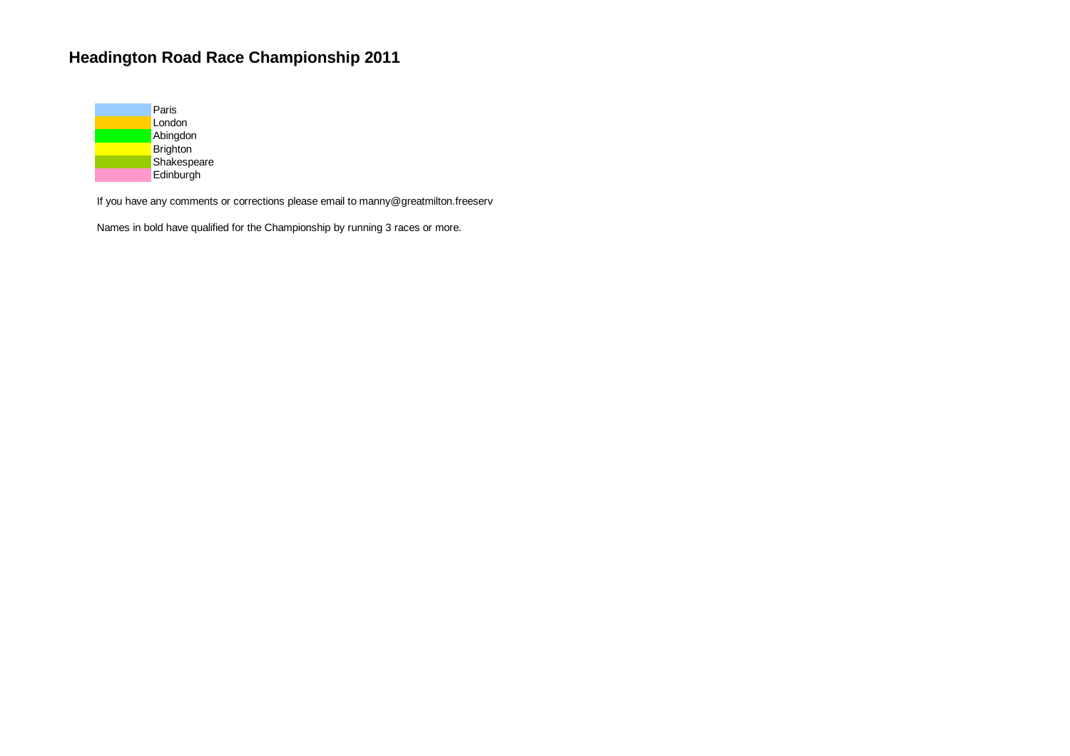# Headington Road Race Championship 2011

| | |
|---|---|
| | Paris |
| | London |
| | Abingdon |
| | Brighton |
| | Shakespeare |
| | Edinburgh |

If you have any comments or corrections please email to manny@greatmilton.freeserv

Names in bold have qualified for the Championship by running 3 races or more.